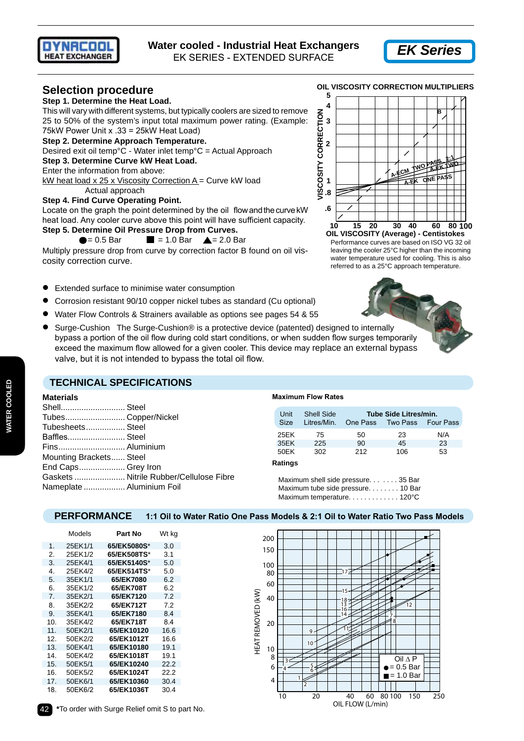**DYNACOOL HEAT EXCHANGER**

# Water cooled - Industrial Heat Exchangers

EK SERIES - EXTENDED SURFACE

**EK Series**

## Selection procedure

**Step 1. Determine the Heat Load.**
This will vary with different systems, but typically coolers are sized to remove 25 to 50% of the system's input total maximum power rating. (Example: 75kW Power Unit x .33 = 25kW Heat Load)

**Step 2. Determine Approach Temperature.**
Desired exit oil temp°C - Water inlet temp°C = Actual Approach

**Step 3. Determine Curve kW Heat Load.**
Enter the information from above:

kW heat load x 25 x Viscosity Correction A = Curve kW load
Actual approach

**Step 4. Find Curve Operating Point.**
Locate on the graph the point determined by the oil flow and the curve kW heat load. Any cooler curve above this point will have sufficient capacity.

**Step 5. Determine Oil Pressure Drop from Curves.**
● = 0.5 Bar ■ = 1.0 Bar ▲ = 2.0 Bar

Multiply pressure drop from curve by correction factor B found on oil viscosity correction curve.

**OIL VISCOSITY CORRECTION MULTIPLIERS**

**OIL VISCOSITY (Average) - Centistokes**

Performance curves are based on ISO VG 32 oil leaving the cooler 25°C higher than the incoming water temperature used for cooling. This is also referred to as a 25°C approach temperature.

- Extended surface to minimise water consumption
- Corrosion resistant 90/10 copper nickel tubes as standard (Cu optional)
- Water Flow Controls & Strainers available as options see pages 54 & 55
- Surge-Cushion The Surge-Cushion® is a protective device (patented) designed to internally bypass a portion of the oil flow during cold start conditions, or when sudden flow surges temporarily exceed the maximum flow allowed for a given cooler. This device may replace an external bypass valve, but it is not intended to bypass the total oil flow.

## TECHNICAL SPECIFICATIONS

**Materials**

Shell............................ Steel
Tubes.......................... Copper/Nickel
Tubesheets................. Steel
Baffles......................... Steel
Fins............................. Aluminium
Mounting Brackets...... Steel
End Caps.................... Grey Iron
Gaskets ...................... Nitrile Rubber/Cellulose Fibre
Nameplate .................. Aluminium Foil

**Maximum Flow Rates**

| Unit Size | Shell Side Litres/Min. | Tube Side Litres/min. One Pass | Two Pass | Four Pass |
|---|---|---|---|---|
| 25EK | 75 | 50 | 23 | N/A |
| 35EK | 225 | 90 | 45 | 23 |
| 50EK | 302 | 212 | 106 | 53 |

**Ratings**

Maximum shell side pressure. . . . . . . 35 Bar
Maximum tube side pressure. . . . . . . . 10 Bar
Maximum temperature. . . . . . . . . . . . . 120°C

## PERFORMANCE 1:1 Oil to Water Ratio One Pass Models & 2:1 Oil to Water Ratio Two Pass Models

| | Models | Part No | Wt kg |
|---|---|---|---|
| 1. | 25EK1/1 | 65/EK5080S* | 3.0 |
| 2. | 25EK1/2 | 65/EK508TS* | 3.1 |
| 3. | 25EK4/1 | 65/EK5140S* | 5.0 |
| 4. | 25EK4/2 | 65/EK514TS* | 5.0 |
| 5. | 35EK1/1 | 65/EK7080 | 6.2 |
| 6. | 35EK1/2 | 65/EK708T | 6.2 |
| 7. | 35EK2/1 | 65/EK7120 | 7.2 |
| 8. | 35EK2/2 | 65/EK712T | 7.2 |
| 9. | 35EK4/1 | 65/EK7180 | 8.4 |
| 10. | 35EK4/2 | 65/EK718T | 8.4 |
| 11. | 50EK2/1 | 65/EK10120 | 16.6 |
| 12. | 50EK2/2 | 65/EK1012T | 16.6 |
| 13. | 50EK4/1 | 65/EK10180 | 19.1 |
| 14. | 50EK4/2 | 65/EK1018T | 19.1 |
| 15. | 50EK5/1 | 65/EK10240 | 22.2 |
| 16. | 50EK5/2 | 65/EK1024T | 22.2 |
| 17. | 50EK6/1 | 65/EK10360 | 30.4 |
| 18. | 50EK6/2 | 65/EK1036T | 30.4 |

HEAT REMOVED (kW) vs OIL FLOW (L/min)

Oil Δ P: ● = 0.5 Bar, ■ = 1.0 Bar

*To order with Surge Relief omit S to part No.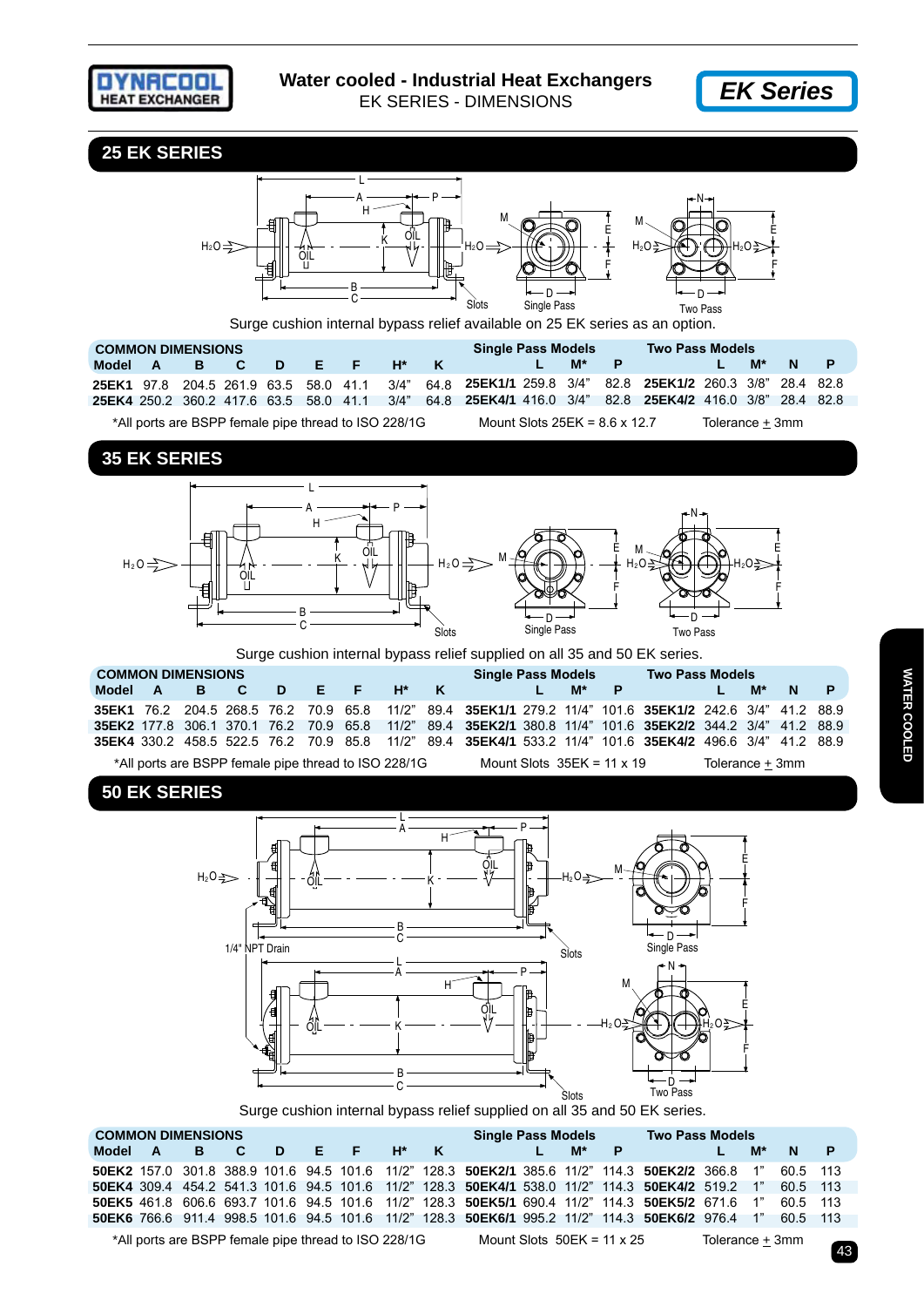# Water cooled - Industrial Heat Exchangers

EK SERIES - DIMENSIONS

**EK Series**

## 25 EK SERIES

Surge cushion internal bypass relief available on 25 EK series as an option.

| COMMON DIMENSIONS | | | | | | | | | Single Pass Models | | | | Two Pass Models | | | | |
|---|---|---|---|---|---|---|---|---|---|---|---|---|---|---|---|---|---|
| **Model** | **A** | **B** | **C** | **D** | **E** | **F** | **H*** | **K** | | **L** | **M*** | **P** | | **L** | **M*** | **N** | **P** |
| **25EK1** | 97.8 | 204.5 | 261.9 | 63.5 | 58.0 | 41.1 | 3/4" | 64.8 | **25EK1/1** | 259.8 | 3/4" | 82.8 | **25EK1/2** | 260.3 | 3/8" | 28.4 | 82.8 |
| **25EK4** | 250.2 | 360.2 | 417.6 | 63.5 | 58.0 | 41.1 | 3/4" | 64.8 | **25EK4/1** | 416.0 | 3/4" | 82.8 | **25EK4/2** | 416.0 | 3/8" | 28.4 | 82.8 |

*All ports are BSPP female pipe thread to ISO 228/1G    Mount Slots 25EK = 8.6 x 12.7    Tolerance ± 3mm

## 35 EK SERIES

Surge cushion internal bypass relief supplied on all 35 and 50 EK series.

| COMMON DIMENSIONS | | | | | | | | | Single Pass Models | | | | Two Pass Models | | | | |
|---|---|---|---|---|---|---|---|---|---|---|---|---|---|---|---|---|---|
| **Model** | **A** | **B** | **C** | **D** | **E** | **F** | **H*** | **K** | | **L** | **M*** | **P** | | **L** | **M*** | **N** | **P** |
| **35EK1** | 76.2 | 204.5 | 268.5 | 76.2 | 70.9 | 65.8 | 11/2" | 89.4 | **35EK1/1** | 279.2 | 11/4" | 101.6 | **35EK1/2** | 242.6 | 3/4" | 41.2 | 88.9 |
| **35EK2** | 177.8 | 306.1 | 370.1 | 76.2 | 70.9 | 65.8 | 11/2" | 89.4 | **35EK2/1** | 380.8 | 11/4" | 101.6 | **35EK2/2** | 344.2 | 3/4" | 41.2 | 88.9 |
| **35EK4** | 330.2 | 458.5 | 522.5 | 76.2 | 70.9 | 85.8 | 11/2" | 89.4 | **35EK4/1** | 533.2 | 11/4" | 101.6 | **35EK4/2** | 496.6 | 3/4" | 41.2 | 88.9 |

*All ports are BSPP female pipe thread to ISO 228/1G    Mount Slots 35EK = 11 x 19    Tolerance ± 3mm

## 50 EK SERIES

Surge cushion internal bypass relief supplied on all 35 and 50 EK series.

| COMMON DIMENSIONS | | | | | | | | | Single Pass Models | | | | Two Pass Models | | | | |
|---|---|---|---|---|---|---|---|---|---|---|---|---|---|---|---|---|---|
| **Model** | **A** | **B** | **C** | **D** | **E** | **F** | **H*** | **K** | | **L** | **M*** | **P** | | **L** | **M*** | **N** | **P** |
| **50EK2** | 157.0 | 301.8 | 388.9 | 101.6 | 94.5 | 101.6 | 11/2" | 128.3 | **50EK2/1** | 385.6 | 11/2" | 114.3 | **50EK2/2** | 366.8 | 1" | 60.5 | 113 |
| **50EK4** | 309.4 | 454.2 | 541.3 | 101.6 | 94.5 | 101.6 | 11/2" | 128.3 | **50EK4/1** | 538.0 | 11/2" | 114.3 | **50EK4/2** | 519.2 | 1" | 60.5 | 113 |
| **50EK5** | 461.8 | 606.6 | 693.7 | 101.6 | 94.5 | 101.6 | 11/2" | 128.3 | **50EK5/1** | 690.4 | 11/2" | 114.3 | **50EK5/2** | 671.6 | 1" | 60.5 | 113 |
| **50EK6** | 766.6 | 911.4 | 998.5 | 101.6 | 94.5 | 101.6 | 11/2" | 128.3 | **50EK6/1** | 995.2 | 11/2" | 114.3 | **50EK6/2** | 976.4 | 1" | 60.5 | 113 |

*All ports are BSPP female pipe thread to ISO 228/1G    Mount Slots 50EK = 11 x 25    Tolerance ± 3mm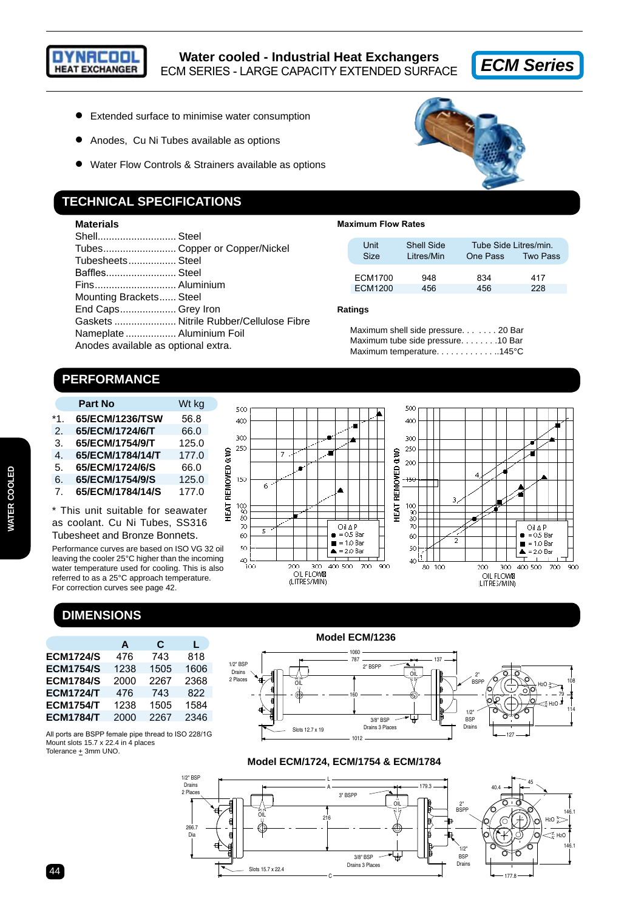**DYNACOOL HEAT EXCHANGER**

# Water cooled - Industrial Heat Exchangers
ECM SERIES - LARGE CAPACITY EXTENDED SURFACE

***ECM Series***

- Extended surface to minimise water consumption
- Anodes, Cu Ni Tubes available as options
- Water Flow Controls & Strainers available as options

## TECHNICAL SPECIFICATIONS

### Materials

Shell............................ Steel
Tubes.......................... Copper or Copper/Nickel
Tubesheets................. Steel
Baffles......................... Steel
Fins............................. Aluminium
Mounting Brackets...... Steel
End Caps.................... Grey Iron
Gaskets ...................... Nitrile Rubber/Cellulose Fibre
Nameplate .................. Aluminium Foil
Anodes available as optional extra.

### Maximum Flow Rates

| Unit Size | Shell Side Litres/Min | Tube Side Litres/min. One Pass | Tube Side Litres/min. Two Pass |
|---|---|---|---|
| ECM1700 | 948 | 834 | 417 |
| ECM1200 | 456 | 456 | 228 |

### Ratings

Maximum shell side pressure. . . . . . . 20 Bar
Maximum tube side pressure. . . . . . . .10 Bar
Maximum temperature. . . . . . . . . . . . ..145°C

## PERFORMANCE

| | Part No | Wt kg |
|---|---|---|
| *1. | 65/ECM/1236/TSW | 56.8 |
| 2. | 65/ECM/1724/6/T | 66.0 |
| 3. | 65/ECM/1754/9/T | 125.0 |
| 4. | 65/ECM/1784/14/T | 177.0 |
| 5. | 65/ECM/1724/6/S | 66.0 |
| 6. | 65/ECM/1754/9/S | 125.0 |
| 7. | 65/ECM/1784/14/S | 177.0 |

\* This unit suitable for seawater as coolant. Cu Ni Tubes, SS316 Tubesheet and Bronze Bonnets.

Performance curves are based on ISO VG 32 oil leaving the cooler 25°C higher than the incoming water temperature used for cooling. This is also referred to as a 25°C approach temperature.
For correction curves see page 42.

HEAT REMOVED (kW) vs OIL FLOW (LITRES/MIN) — curves 5, 6, 7; Oil Δ P: ● = 0.5 Bar, ■ = 1.0 Bar, ▲ = 2.0 Bar

HEAT REMOVED (kW) vs OIL FLOW (LITRES/MIN) — curves 1, 2, 3, 4; Oil Δ P: ● = 0.5 Bar, ■ = 1.0 Bar, ▲ = 2.0 Bar

## DIMENSIONS

| | A | C | L |
|---|---|---|---|
| ECM1724/S | 476 | 743 | 818 |
| ECM1754/S | 1238 | 1505 | 1606 |
| ECM1784/S | 2000 | 2267 | 2368 |
| ECM1724/T | 476 | 743 | 822 |
| ECM1754/T | 1238 | 1505 | 1584 |
| ECM1784/T | 2000 | 2267 | 2346 |

All ports are BSPP female pipe thread to ISO 228/1G
Mount slots 15.7 x 22.4 in 4 places
Tolerance ± 3mm UNO.

### Model ECM/1236

### Model ECM/1724, ECM/1754 & ECM/1784

WATER COOLED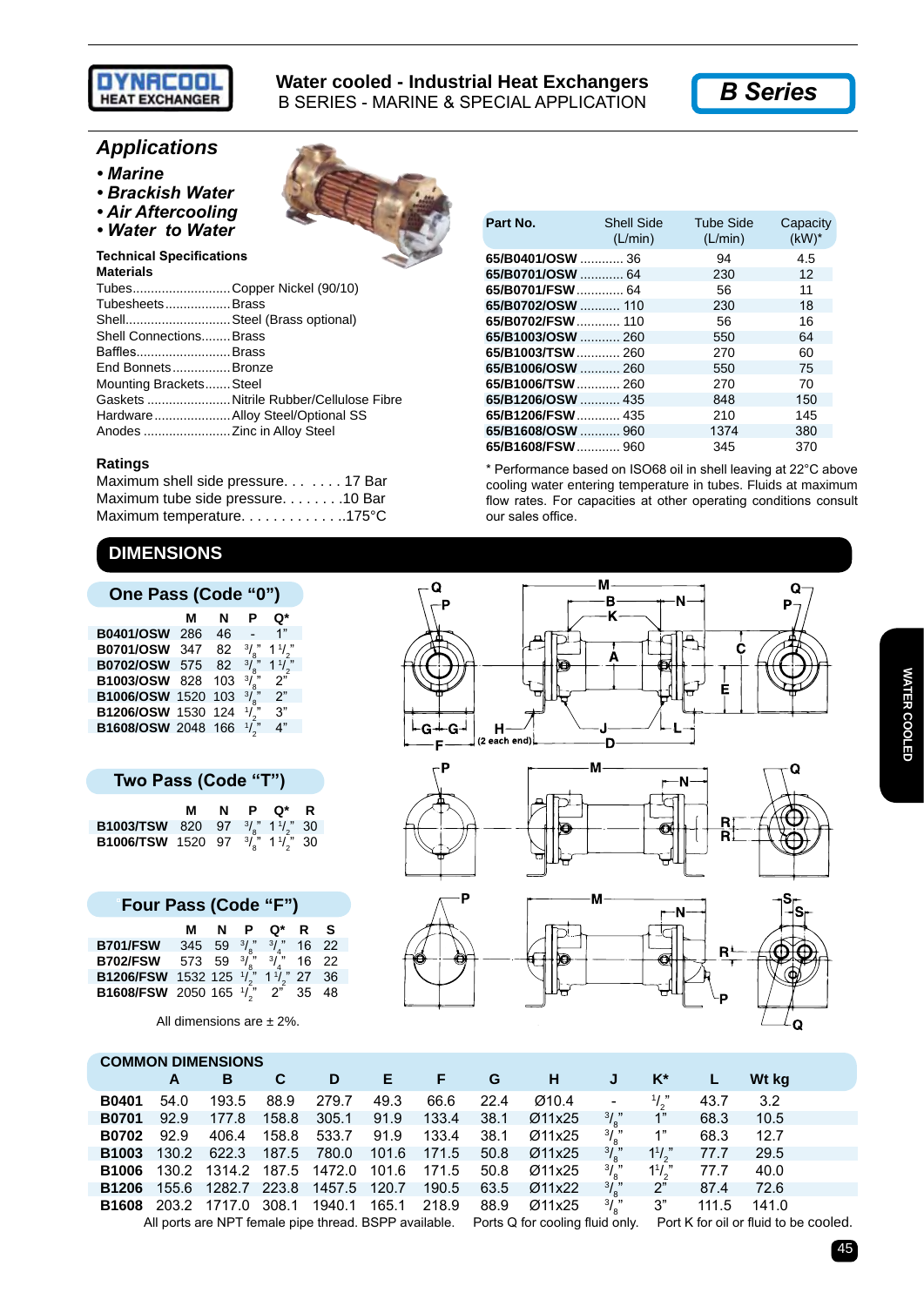DYNACOOL HEAT EXCHANGER

# Water cooled - Industrial Heat Exchangers

B SERIES - MARINE & SPECIAL APPLICATION

**B Series**

## Applications

- ***Marine***
- ***Brackish Water***
- ***Air Aftercooling***
- ***Water to Water***

**Technical Specifications**

**Materials**

| | |
|---|---|
| Tubes | Copper Nickel (90/10) |
| Tubesheets | Brass |
| Shell | Steel (Brass optional) |
| Shell Connections | Brass |
| Baffles | Brass |
| End Bonnets | Bronze |
| Mounting Brackets | Steel |
| Gaskets | Nitrile Rubber/Cellulose Fibre |
| Hardware | Alloy Steel/Optional SS |
| Anodes | Zinc in Alloy Steel |

**Ratings**

Maximum shell side pressure. . . . . . . 17 Bar
Maximum tube side pressure. . . . . . . .10 Bar
Maximum temperature. . . . . . . . . . . . ..175°C

| Part No. | Shell Side (L/min) | Tube Side (L/min) | Capacity (kW)* |
|---|---|---|---|
| 65/B0401/OSW | 36 | 94 | 4.5 |
| 65/B0701/OSW | 64 | 230 | 12 |
| 65/B0701/FSW | 64 | 56 | 11 |
| 65/B0702/OSW | 110 | 230 | 18 |
| 65/B0702/FSW | 110 | 56 | 16 |
| 65/B1003/OSW | 260 | 550 | 64 |
| 65/B1003/TSW | 260 | 270 | 60 |
| 65/B1006/OSW | 260 | 550 | 75 |
| 65/B1006/TSW | 260 | 270 | 70 |
| 65/B1206/OSW | 435 | 848 | 150 |
| 65/B1206/FSW | 435 | 210 | 145 |
| 65/B1608/OSW | 960 | 1374 | 380 |
| 65/B1608/FSW | 960 | 345 | 370 |

\* Performance based on ISO68 oil in shell leaving at 22°C above cooling water entering temperature in tubes. Fluids at maximum flow rates. For capacities at other operating conditions consult our sales office.

## DIMENSIONS

### One Pass (Code "0")

| | M | N | P | Q* |
|---|---|---|---|---|
| B0401/OSW | 286 | 46 | - | 1" |
| B0701/OSW | 347 | 82 | 3/8" | 1 1/2" |
| B0702/OSW | 575 | 82 | 3/8" | 1 1/2" |
| B1003/OSW | 828 | 103 | 3/8" | 2" |
| B1006/OSW | 1520 | 103 | 3/8" | 2" |
| B1206/OSW | 1530 | 124 | 1/2" | 3" |
| B1608/OSW | 2048 | 166 | 1/2" | 4" |

### Two Pass (Code "T")

| | M | N | P | Q* | R |
|---|---|---|---|---|---|
| B1003/TSW | 820 | 97 | 3/8" | 1 1/2" | 30 |
| B1006/TSW | 1520 | 97 | 3/8" | 1 1/2" | 30 |

### Four Pass (Code "F")

| | M | N | P | Q* | R | S |
|---|---|---|---|---|---|---|
| B701/FSW | 345 | 59 | 3/8" | 3/4" | 16 | 22 |
| B702/FSW | 573 | 59 | 3/8" | 3/4" | 16 | 22 |
| B1206/FSW | 1532 | 125 | 1/2" | 1 1/2" | 27 | 36 |
| B1608/FSW | 2050 | 165 | 1/2" | 2" | 35 | 48 |

All dimensions are ± 2%.

### COMMON DIMENSIONS

| | A | B | C | D | E | F | G | H | J | K* | L | Wt kg |
|---|---|---|---|---|---|---|---|---|---|---|---|---|
| B0401 | 54.0 | 193.5 | 88.9 | 279.7 | 49.3 | 66.6 | 22.4 | Ø10.4 | - | 1/2" | 43.7 | 3.2 |
| B0701 | 92.9 | 177.8 | 158.8 | 305.1 | 91.9 | 133.4 | 38.1 | Ø11x25 | 3/8" | 1" | 68.3 | 10.5 |
| B0702 | 92.9 | 406.4 | 158.8 | 533.7 | 91.9 | 133.4 | 38.1 | Ø11x25 | 3/8" | 1" | 68.3 | 12.7 |
| B1003 | 130.2 | 622.3 | 187.5 | 780.0 | 101.6 | 171.5 | 50.8 | Ø11x25 | 3/8" | 1 1/2" | 77.7 | 29.5 |
| B1006 | 130.2 | 1314.2 | 187.5 | 1472.0 | 101.6 | 171.5 | 50.8 | Ø11x25 | 3/8" | 1 1/2" | 77.7 | 40.0 |
| B1206 | 155.6 | 1282.7 | 223.8 | 1457.5 | 120.7 | 190.5 | 63.5 | Ø11x22 | 3/8" | 2" | 87.4 | 72.6 |
| B1608 | 203.2 | 1717.0 | 308.1 | 1940.1 | 165.1 | 218.9 | 88.9 | Ø11x25 | 3/8" | 3" | 111.5 | 141.0 |

All ports are NPT female pipe thread. BSPP available. Ports Q for cooling fluid only. Port K for oil or fluid to be cooled.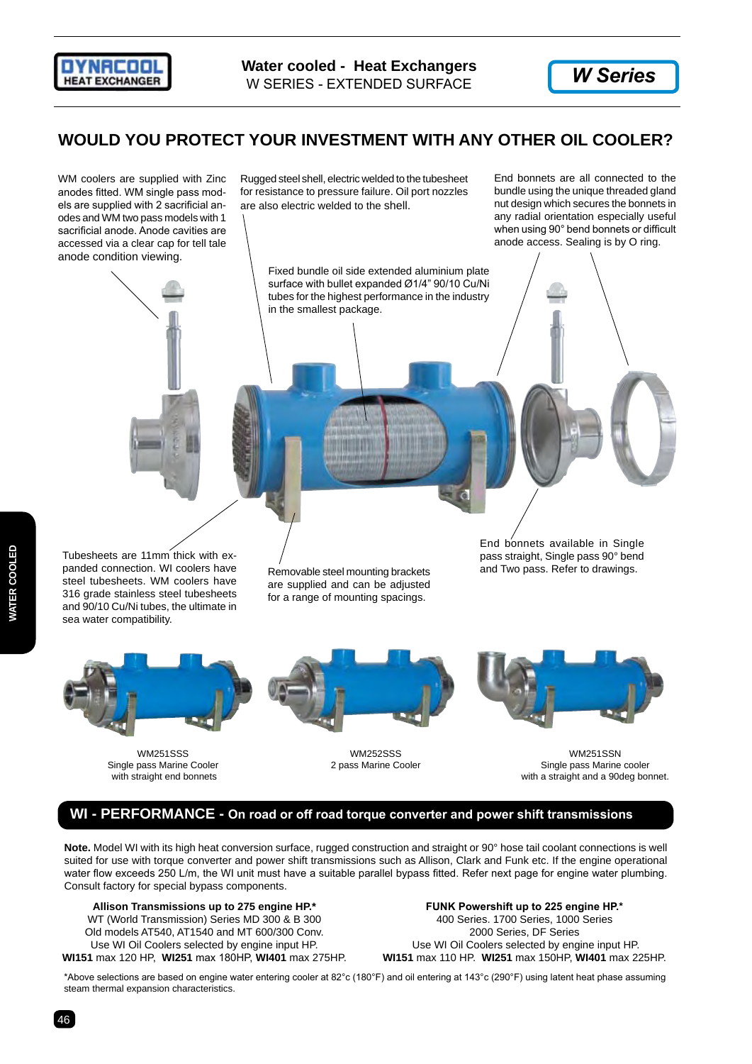## WOULD YOU PROTECT YOUR INVESTMENT WITH ANY OTHER OIL COOLER?

WM coolers are supplied with Zinc anodes fitted. WM single pass models are supplied with 2 sacrificial anodes and WM two pass models with 1 sacrificial anode. Anode cavities are accessed via a clear cap for tell tale anode condition viewing.

Rugged steel shell, electric welded to the tubesheet for resistance to pressure failure. Oil port nozzles are also electric welded to the shell.

End bonnets are all connected to the bundle using the unique threaded gland nut design which secures the bonnets in any radial orientation especially useful when using 90° bend bonnets or difficult anode access. Sealing is by O ring.

Fixed bundle oil side extended aluminium plate surface with bullet expanded Ø1/4" 90/10 Cu/Ni tubes for the highest performance in the industry in the smallest package.

Tubesheets are 11mm thick with expanded connection. WI coolers have steel tubesheets. WM coolers have 316 grade stainless steel tubesheets and 90/10 Cu/Ni tubes, the ultimate in sea water compatibility.

Removable steel mounting brackets are supplied and can be adjusted for a range of mounting spacings.

End bonnets available in Single pass straight, Single pass 90° bend and Two pass. Refer to drawings.

WM251SSS
Single pass Marine Cooler
with straight end bonnets

WM252SSS
2 pass Marine Cooler

WM251SSN
Single pass Marine cooler
with a straight and a 90deg bonnet.

## WI - PERFORMANCE - On road or off road torque converter and power shift transmissions

**Note.** Model WI with its high heat conversion surface, rugged construction and straight or 90° hose tail coolant connections is well suited for use with torque converter and power shift transmissions such as Allison, Clark and Funk etc. If the engine operational water flow exceeds 250 L/m, the WI unit must have a suitable parallel bypass fitted. Refer next page for engine water plumbing. Consult factory for special bypass components.

**Allison Transmissions up to 275 engine HP.***
WT (World Transmission) Series MD 300 & B 300
Old models AT540, AT1540 and MT 600/300 Conv.
Use WI Oil Coolers selected by engine input HP.
**WI151** max 120 HP, **WI251** max 180HP, **WI401** max 275HP.

**FUNK Powershift up to 225 engine HP.***
400 Series. 1700 Series, 1000 Series
2000 Series, DF Series
Use WI Oil Coolers selected by engine input HP.
**WI151** max 110 HP. **WI251** max 150HP, **WI401** max 225HP.

*Above selections are based on engine water entering cooler at 82°c (180°F) and oil entering at 143°c (290°F) using latent heat phase assuming steam thermal expansion characteristics.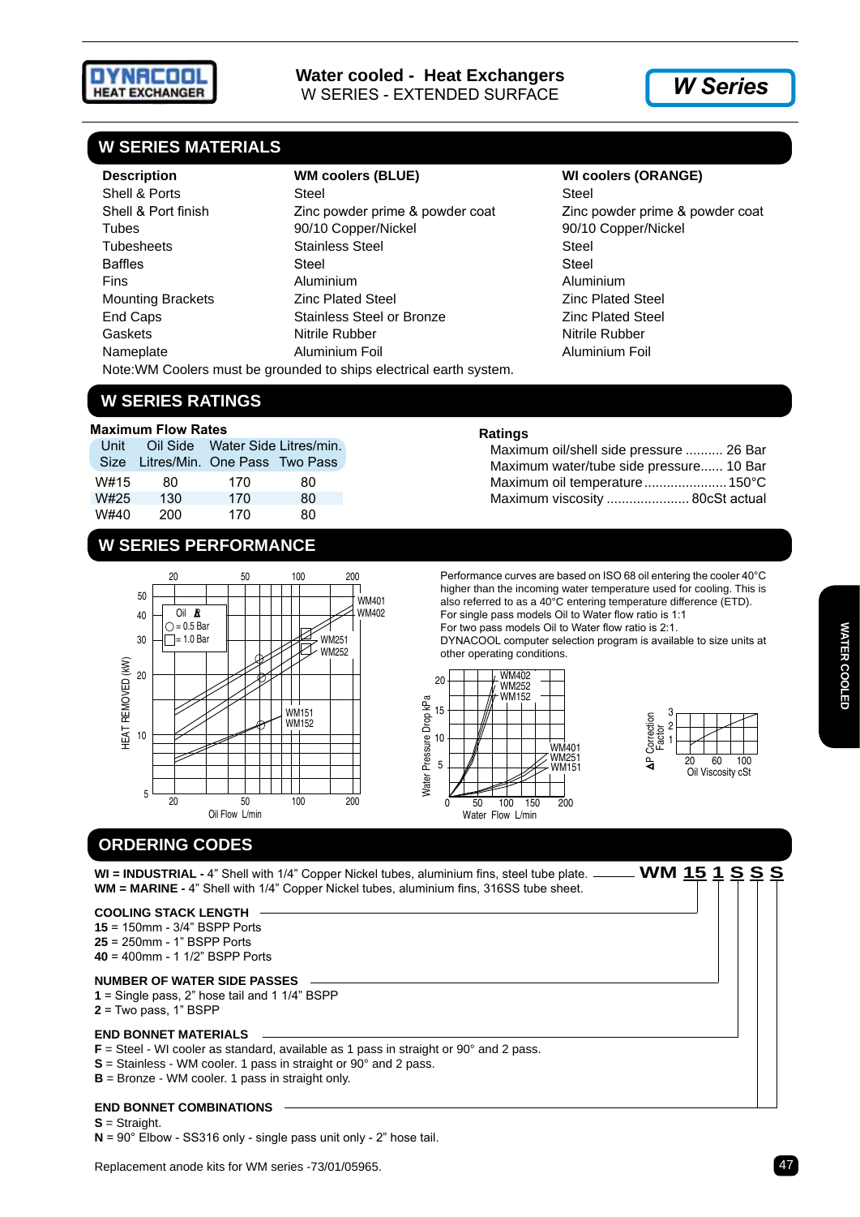**DYNACOOL HEAT EXCHANGER**

**Water cooled - Heat Exchangers**
W SERIES - EXTENDED SURFACE

***W Series***

## W SERIES MATERIALS

| Description | WM coolers (BLUE) | WI coolers (ORANGE) |
|---|---|---|
| Shell & Ports | Steel | Steel |
| Shell & Port finish | Zinc powder prime & powder coat | Zinc powder prime & powder coat |
| Tubes | 90/10 Copper/Nickel | 90/10 Copper/Nickel |
| Tubesheets | Stainless Steel | Steel |
| Baffles | Steel | Steel |
| Fins | Aluminium | Aluminium |
| Mounting Brackets | Zinc Plated Steel | Zinc Plated Steel |
| End Caps | Stainless Steel or Bronze | Zinc Plated Steel |
| Gaskets | Nitrile Rubber | Nitrile Rubber |
| Nameplate | Aluminium Foil | Aluminium Foil |

Note:WM Coolers must be grounded to ships electrical earth system.

## W SERIES RATINGS

**Maximum Flow Rates**

| Unit Size | Oil Side Litres/Min. | Water Side Litres/min. One Pass | Two Pass |
|---|---|---|---|
| W#15 | 80 | 170 | 80 |
| W#25 | 130 | 170 | 80 |
| W#40 | 200 | 170 | 80 |

**Ratings**

Maximum oil/shell side pressure .......... 26 Bar
Maximum water/tube side pressure...... 10 Bar
Maximum oil temperature ...................... 150°C
Maximum viscosity ...................... 80cSt actual

## W SERIES PERFORMANCE

Performance curves are based on ISO 68 oil entering the cooler 40°C higher than the incoming water temperature used for cooling. This is also referred to as a 40°C entering temperature difference (ETD).
For single pass models Oil to Water flow ratio is 1:1
For two pass models Oil to Water flow ratio is 2:1.
DYNACOOL computer selection program is available to size units at other operating conditions.

## ORDERING CODES

**WM 15 1 S S S**

**WI = INDUSTRIAL -** 4" Shell with 1/4" Copper Nickel tubes, aluminium fins, steel tube plate.
**WM = MARINE -** 4" Shell with 1/4" Copper Nickel tubes, aluminium fins, 316SS tube sheet.

**COOLING STACK LENGTH**
**15** = 150mm - 3/4" BSPP Ports
**25** = 250mm - 1" BSPP Ports
**40** = 400mm - 1 1/2" BSPP Ports

**NUMBER OF WATER SIDE PASSES**
**1** = Single pass, 2" hose tail and 1 1/4" BSPP
**2** = Two pass, 1" BSPP

**END BONNET MATERIALS**
**F** = Steel - WI cooler as standard, available as 1 pass in straight or 90° and 2 pass.
**S** = Stainless - WM cooler. 1 pass in straight or 90° and 2 pass.
**B** = Bronze - WM cooler. 1 pass in straight only.

**END BONNET COMBINATIONS**
**S** = Straight.
**N** = 90° Elbow - SS316 only - single pass unit only - 2" hose tail.

Replacement anode kits for WM series -73/01/05965.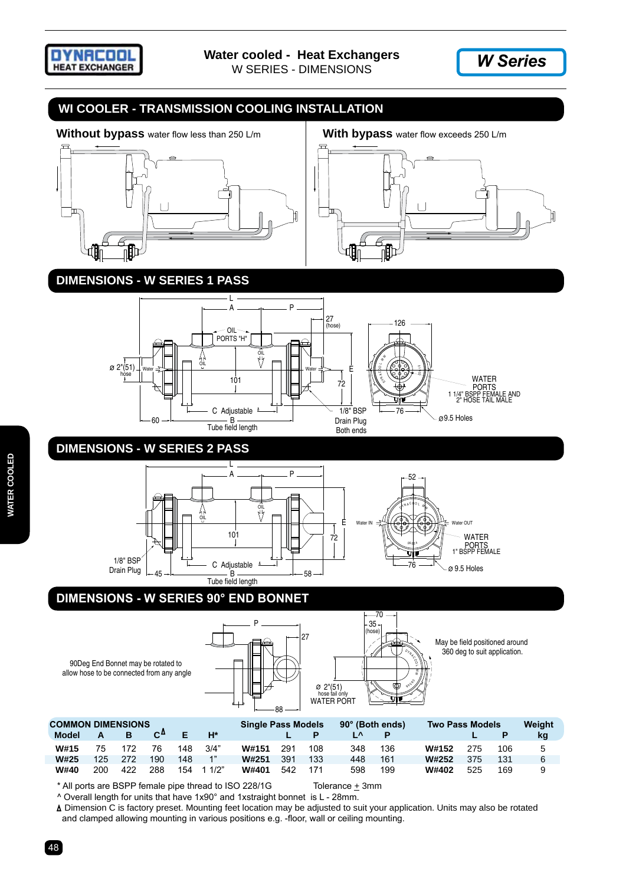**Water cooled - Heat Exchangers**
W SERIES - DIMENSIONS

**W Series**

## WI COOLER - TRANSMISSION COOLING INSTALLATION

**Without bypass** water flow less than 250 L/m

**With bypass** water flow exceeds 250 L/m

## DIMENSIONS - W SERIES 1 PASS

L, A, P, 27 (hose), OIL PORTS "H", OIL, ø 2"(51) hose, Water, 101, 72, E, C Adjustable, 60, B Tube field length, 1/8" BSP Drain Plug Both ends, 126, 76, WATER PORTS 1 1/4" BSPP FEMALE AND 2" HOSE TAIL MALE, ø9.5 Holes

## DIMENSIONS - W SERIES 2 PASS

L, A, P, OIL, 101, E, 72, 1/8" BSP Drain Plug, 45, C Adjustable, B Tube field length, 58, 52, Water IN, Water OUT, WATER PORTS 1" BSPP FEMALE, 76, ø 9.5 Holes

## DIMENSIONS - W SERIES 90° END BONNET

90Deg End Bonnet may be rotated to allow hose to be connected from any angle

P, 27, 88, 70, 35 (hose), ø 2"(51) hose tail only WATER PORT

May be field positioned around 360 deg to suit application.

| COMMON DIMENSIONS | | | | | | Single Pass Models | | | 90° (Both ends) | | Two Pass Models | | | Weight |
|---|---|---|---|---|---|---|---|---|---|---|---|---|---|---|
| Model | A | B | C$^{\Delta}$ | E | H* | | L | P | L^ | P | | L | P | kg |
| W#15 | 75 | 172 | 76 | 148 | 3/4" | W#151 | 291 | 108 | 348 | 136 | W#152 | 275 | 106 | 5 |
| W#25 | 125 | 272 | 190 | 148 | 1" | W#251 | 391 | 133 | 448 | 161 | W#252 | 375 | 131 | 6 |
| W#40 | 200 | 422 | 288 | 154 | 1 1/2" | W#401 | 542 | 171 | 598 | 199 | W#402 | 525 | 169 | 9 |

\* All ports are BSPP female pipe thread to ISO 228/1G     Tolerance ± 3mm

^ Overall length for units that have 1x90° and 1xstraight bonnet is L - 28mm.

Δ Dimension C is factory preset. Mounting feet location may be adjusted to suit your application. Units may also be rotated and clamped allowing mounting in various positions e.g. -floor, wall or ceiling mounting.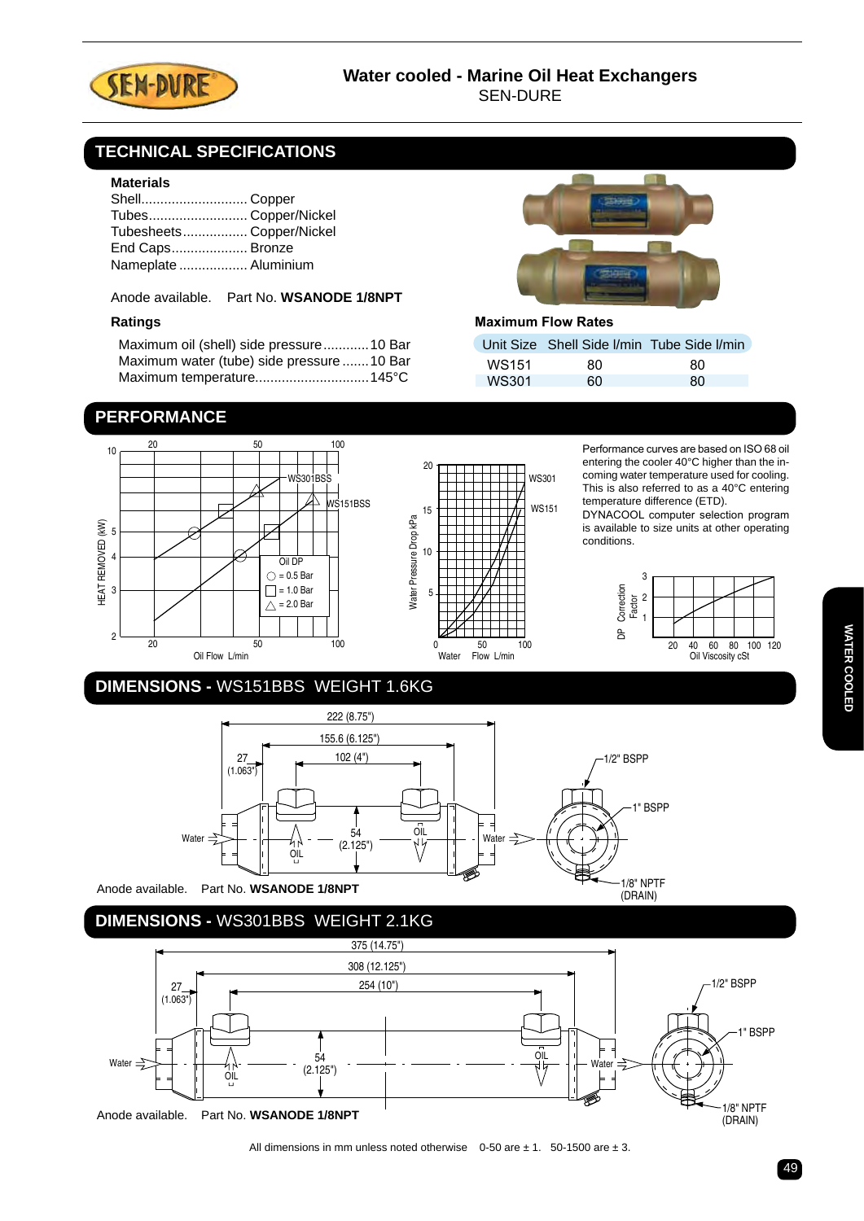# Water cooled - Marine Oil Heat Exchangers

SEN-DURE

## TECHNICAL SPECIFICATIONS

### Materials

Shell............................ Copper
Tubes.......................... Copper/Nickel
Tubesheets................. Copper/Nickel
End Caps.................... Bronze
Nameplate .................. Aluminium

Anode available. Part No. **WSANODE 1/8NPT**

### Ratings

Maximum oil (shell) side pressure............10 Bar
Maximum water (tube) side pressure .......10 Bar
Maximum temperature..............................145°C

### Maximum Flow Rates

| Unit Size | Shell Side l/min | Tube Side l/min |
|---|---|---|
| WS151 | 80 | 80 |
| WS301 | 60 | 80 |

## PERFORMANCE

HEAT REMOVED (kW)
10, 5, 4, 3, 2
20, 50, 100
Oil Flow L/min
WS301BSS
WS151BSS
Oil DP
○ = 0.5 Bar
□ = 1.0 Bar
△ = 2.0 Bar

Water Pressure Drop kPa
20, 15, 10, 5
0, 50, 100
Water Flow L/min
WS301
WS151

Performance curves are based on ISO 68 oil entering the cooler 40°C higher than the incoming water temperature used for cooling. This is also referred to as a 40°C entering temperature difference (ETD). DYNACOOL computer selection program is available to size units at other operating conditions.

DP Correction Factor
3, 2, 1
20, 40, 60, 80, 100, 120
Oil Viscosity cSt

## DIMENSIONS - WS151BBS WEIGHT 1.6KG

222 (8.75")
155.6 (6.125")
102 (4")
27 (1.063")
54 (2.125")
Water
OIL
1/2" BSPP
1" BSPP
1/8" NPTF (DRAIN)

Anode available. Part No. **WSANODE 1/8NPT**

## DIMENSIONS - WS301BBS WEIGHT 2.1KG

375 (14.75")
308 (12.125")
254 (10")
27 (1.063")
54 (2.125")
Water
OIL
1/2" BSPP
1" BSPP
1/8" NPTF (DRAIN)

Anode available. Part No. **WSANODE 1/8NPT**

All dimensions in mm unless noted otherwise 0-50 are ± 1. 50-1500 are ± 3.